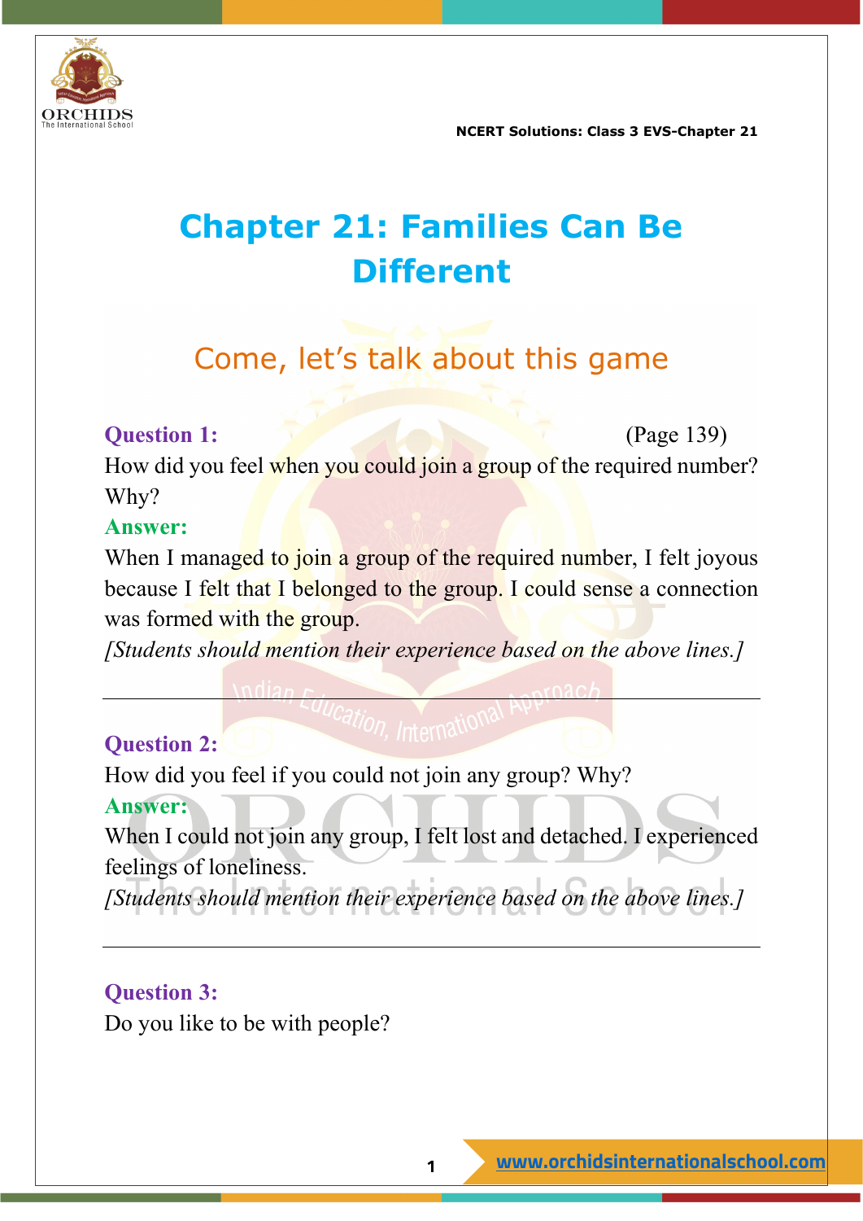# Chapter 21: Families Can Be Different

## Come, let's talk about this game

**Question 1:** (Page 139)

How did you feel when you could join a group of the required number? Why?

**Answer:**

When I managed to join a group of the required number, I felt joyous because I felt that I belonged to the group. I could sense a connection was formed with the group.

*[Students should mention their experience based on the above lines.]*

---

**Question 2:**

How did you feel if you could not join any group? Why?

**Answer:**

When I could not join any group, I felt lost and detached. I experienced feelings of loneliness.

*[Students should mention their experience based on the above lines.]*

---

**Question 3:**

Do you like to be with people?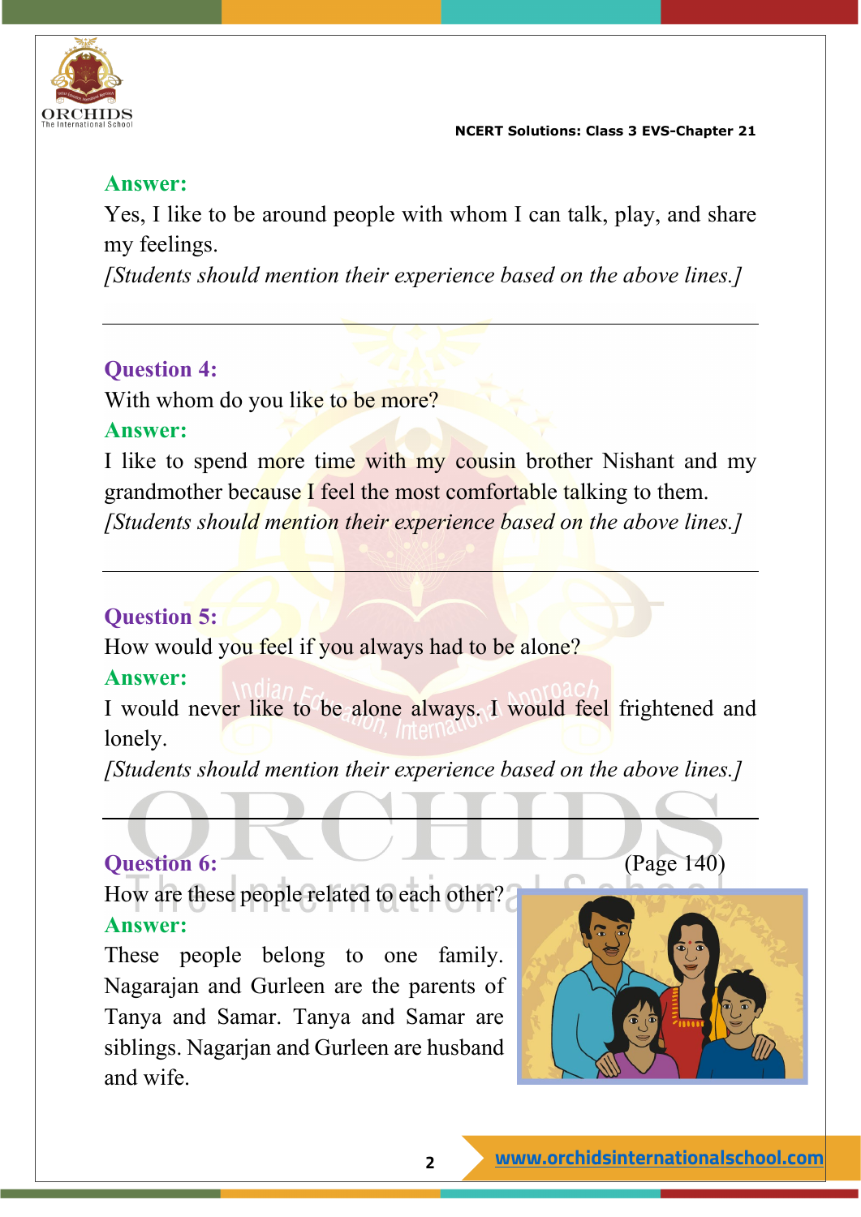**Answer:**

Yes, I like to be around people with whom I can talk, play, and share my feelings.

*[Students should mention their experience based on the above lines.]*

---

**Question 4:**

With whom do you like to be more?

**Answer:**

I like to spend more time with my cousin brother Nishant and my grandmother because I feel the most comfortable talking to them.

*[Students should mention their experience based on the above lines.]*

---

**Question 5:**

How would you feel if you always had to be alone?

**Answer:**

I would never like to be alone always. I would feel frightened and lonely.

*[Students should mention their experience based on the above lines.]*

---

**Question 6:** (Page 140)

How are these people related to each other?

**Answer:**

These people belong to one family. Nagarajan and Gurleen are the parents of Tanya and Samar. Tanya and Samar are siblings. Nagarjan and Gurleen are husband and wife.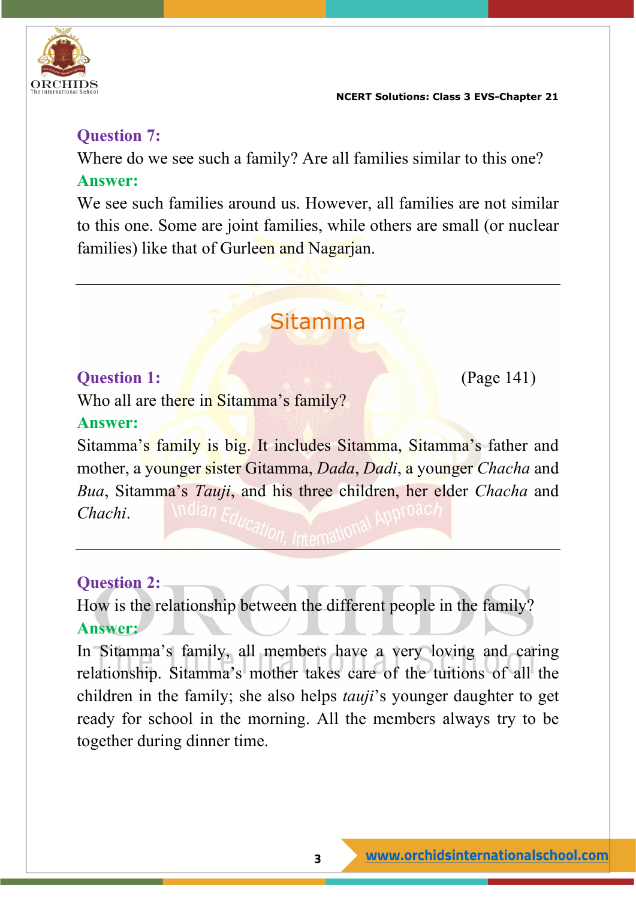**Question 7:**

Where do we see such a family? Are all families similar to this one?

**Answer:**

We see such families around us. However, all families are not similar to this one. Some are joint families, while others are small (or nuclear families) like that of Gurleen and Nagarjan.

---

## Sitamma

**Question 1:** (Page 141)

Who all are there in Sitamma's family?

**Answer:**

Sitamma's family is big. It includes Sitamma, Sitamma's father and mother, a younger sister Gitamma, *Dada*, *Dadi*, a younger *Chacha* and *Bua*, Sitamma's *Tauji*, and his three children, her elder *Chacha* and *Chachi*.

---

**Question 2:**

How is the relationship between the different people in the family?

**Answer:**

In Sitamma's family, all members have a very loving and caring relationship. Sitamma's mother takes care of the tuitions of all the children in the family; she also helps *tauji*'s younger daughter to get ready for school in the morning. All the members always try to be together during dinner time.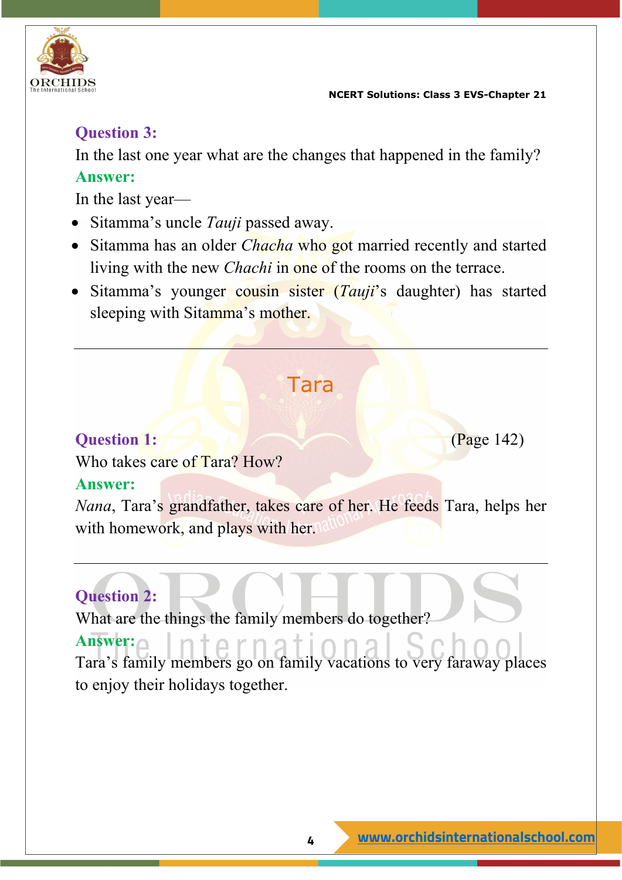**Question 3:**

In the last one year what are the changes that happened in the family?

**Answer:**

In the last year—

- Sitamma's uncle *Tauji* passed away.
- Sitamma has an older *Chacha* who got married recently and started living with the new *Chachi* in one of the rooms on the terrace.
- Sitamma's younger cousin sister (*Tauji*'s daughter) has started sleeping with Sitamma's mother.

---

## Tara

**Question 1:** (Page 142)

Who takes care of Tara? How?

**Answer:**

*Nana*, Tara's grandfather, takes care of her. He feeds Tara, helps her with homework, and plays with her.

---

**Question 2:**

What are the things the family members do together?

**Answer:**

Tara's family members go on family vacations to very faraway places to enjoy their holidays together.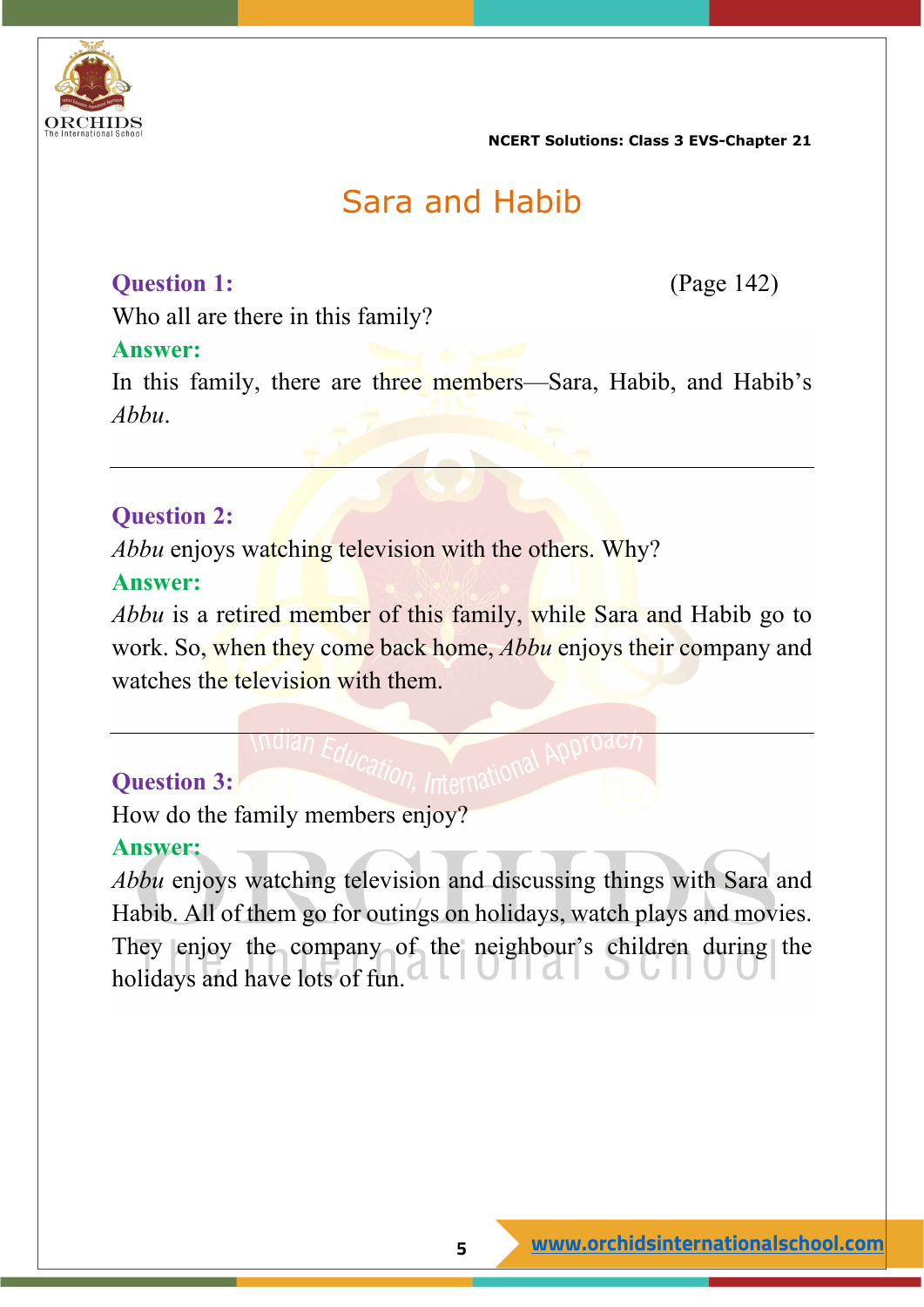# Sara and Habib

**Question 1:** (Page 142)

Who all are there in this family?

**Answer:**

In this family, there are three members—Sara, Habib, and Habib's *Abbu*.

---

**Question 2:**

*Abbu* enjoys watching television with the others. Why?

**Answer:**

*Abbu* is a retired member of this family, while Sara and Habib go to work. So, when they come back home, *Abbu* enjoys their company and watches the television with them.

---

**Question 3:**

How do the family members enjoy?

**Answer:**

*Abbu* enjoys watching television and discussing things with Sara and Habib. All of them go for outings on holidays, watch plays and movies. They enjoy the company of the neighbour's children during the holidays and have lots of fun.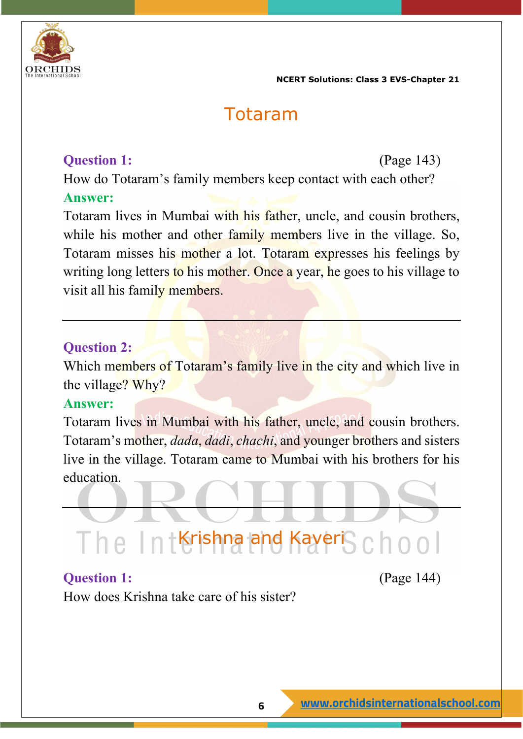## Totaram

**Question 1:** (Page 143)

How do Totaram's family members keep contact with each other?

**Answer:**

Totaram lives in Mumbai with his father, uncle, and cousin brothers, while his mother and other family members live in the village. So, Totaram misses his mother a lot. Totaram expresses his feelings by writing long letters to his mother. Once a year, he goes to his village to visit all his family members.

---

**Question 2:**

Which members of Totaram's family live in the city and which live in the village? Why?

**Answer:**

Totaram lives in Mumbai with his father, uncle, and cousin brothers. Totaram's mother, *dada*, *dadi*, *chachi*, and younger brothers and sisters live in the village. Totaram came to Mumbai with his brothers for his education.

---

## Krishna and Kaveri

**Question 1:** (Page 144)

How does Krishna take care of his sister?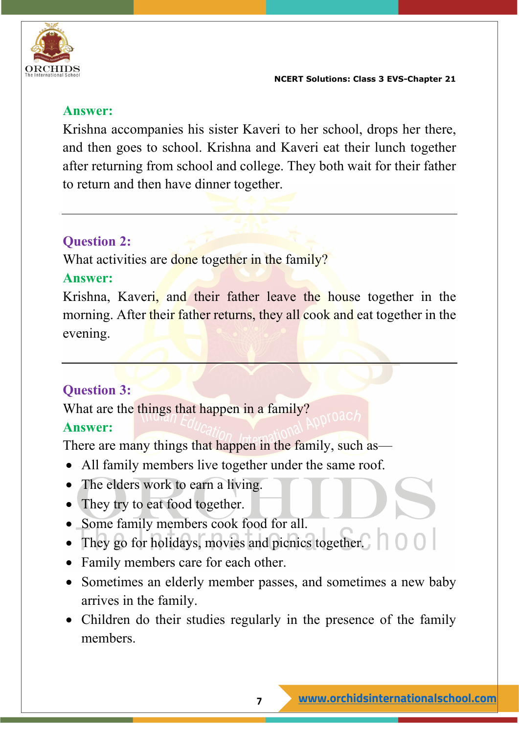**Answer:**

Krishna accompanies his sister Kaveri to her school, drops her there, and then goes to school. Krishna and Kaveri eat their lunch together after returning from school and college. They both wait for their father to return and then have dinner together.

---

**Question 2:**

What activities are done together in the family?

**Answer:**

Krishna, Kaveri, and their father leave the house together in the morning. After their father returns, they all cook and eat together in the evening.

---

**Question 3:**

What are the things that happen in a family?

**Answer:**

There are many things that happen in the family, such as—

- All family members live together under the same roof.
- The elders work to earn a living.
- They try to eat food together.
- Some family members cook food for all.
- They go for holidays, movies and picnics together.
- Family members care for each other.
- Sometimes an elderly member passes, and sometimes a new baby arrives in the family.
- Children do their studies regularly in the presence of the family members.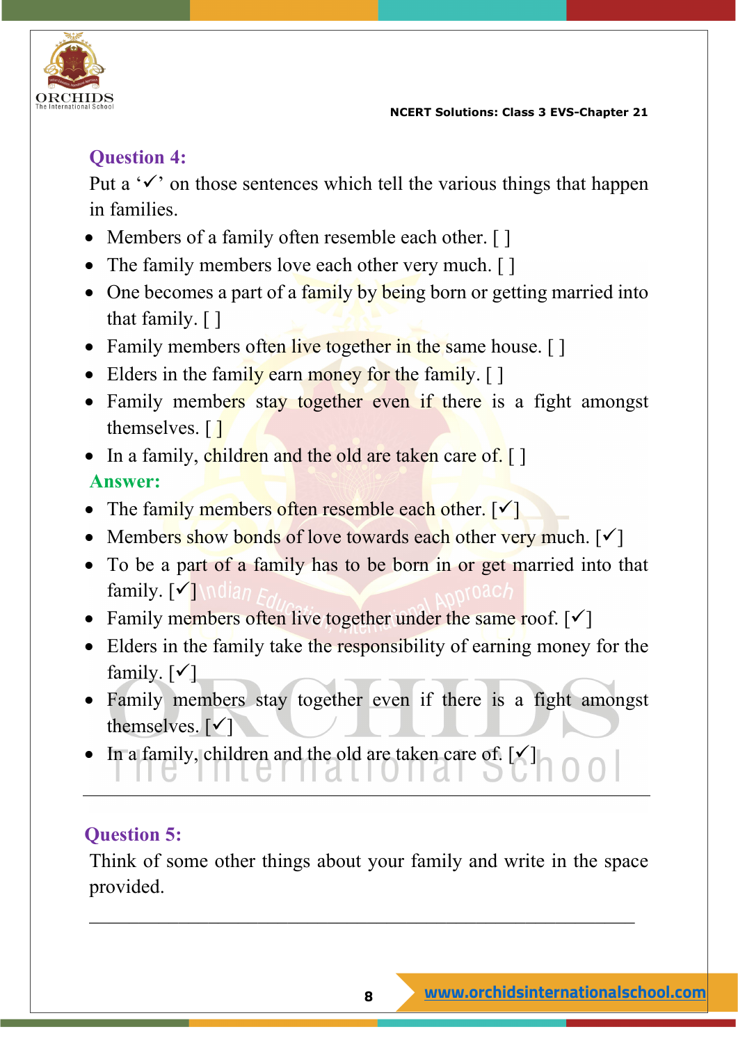**Question 4:**

Put a '✓' on those sentences which tell the various things that happen in families.

- Members of a family often resemble each other. [ ]
- The family members love each other very much. [ ]
- One becomes a part of a family by being born or getting married into that family. [ ]
- Family members often live together in the same house. [ ]
- Elders in the family earn money for the family. [ ]
- Family members stay together even if there is a fight amongst themselves. [ ]
- In a family, children and the old are taken care of. [ ]

**Answer:**

- The family members often resemble each other. [✓]
- Members show bonds of love towards each other very much. [✓]
- To be a part of a family has to be born in or get married into that family. [✓]
- Family members often live together under the same roof. [✓]
- Elders in the family take the responsibility of earning money for the family. [✓]
- Family members stay together even if there is a fight amongst themselves. [✓]
- In a family, children and the old are taken care of. [✓]

---

**Question 5:**

Think of some other things about your family and write in the space provided.

\_\_\_\_\_\_\_\_\_\_\_\_\_\_\_\_\_\_\_\_\_\_\_\_\_\_\_\_\_\_\_\_\_\_\_\_\_\_\_\_\_\_\_\_\_\_\_\_\_\_\_\_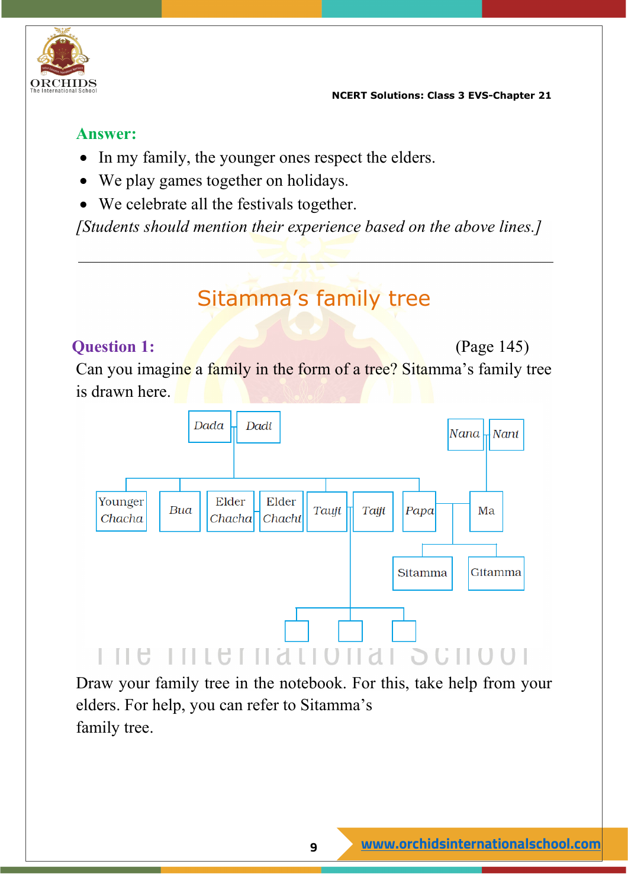**Answer:**

- In my family, the younger ones respect the elders.
- We play games together on holidays.
- We celebrate all the festivals together.

*[Students should mention their experience based on the above lines.]*

---

## Sitamma's family tree

**Question 1:** (Page 145)

Can you imagine a family in the form of a tree? Sitamma's family tree is drawn here.

Dada | Dadi | Nana | Nani

Younger Chacha | Bua | Elder Chacha | Elder Chachi | Tauji | Taiji | Papa | Ma

Sitamma | Gitamma

Draw your family tree in the notebook. For this, take help from your elders. For help, you can refer to Sitamma's family tree.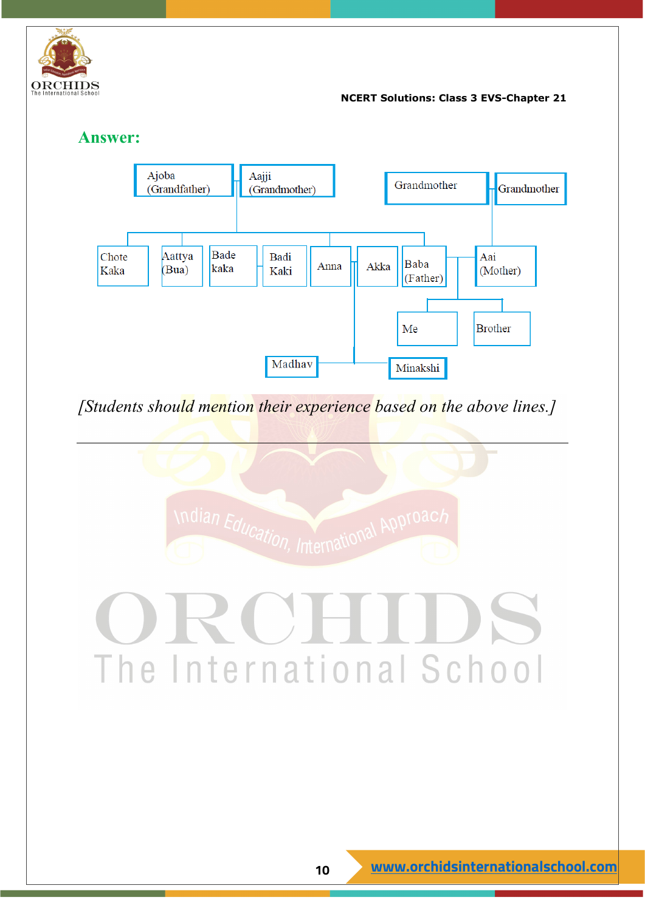## Answer:

Ajoba (Grandfather)

Aajji (Grandmother)

Grandmother

Grandmother

Chote Kaka

Aattya (Bua)

Bade kaka

Badi Kaki

Anna

Akka

Baba (Father)

Aai (Mother)

Me

Brother

Madhav

Minakshi

*[Students should mention their experience based on the above lines.]*